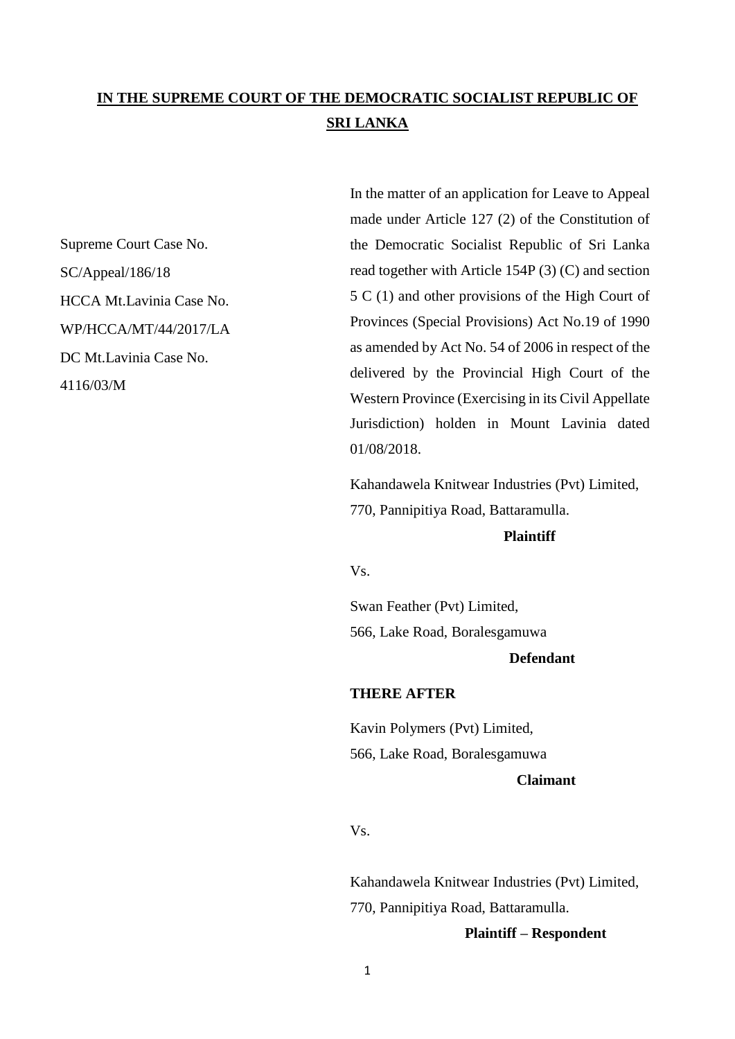**IN THE SUPREME COURT OF THE DEMOCRATIC SOCIALIST REPUBLIC OF SRI LANKA**

Supreme Court Case No.
SC/Appeal/186/18
HCCA Mt.Lavinia Case No.
WP/HCCA/MT/44/2017/LA
DC Mt.Lavinia Case No.
4116/03/M

In the matter of an application for Leave to Appeal made under Article 127 (2) of the Constitution of the Democratic Socialist Republic of Sri Lanka read together with Article 154P (3) (C) and section 5 C (1) and other provisions of the High Court of Provinces (Special Provisions) Act No.19 of 1990 as amended by Act No. 54 of 2006 in respect of the delivered by the Provincial High Court of the Western Province (Exercising in its Civil Appellate Jurisdiction) holden in Mount Lavinia dated 01/08/2018.

Kahandawela Knitwear Industries (Pvt) Limited,
770, Pannipitiya Road, Battaramulla.

**Plaintiff**

Vs.

Swan Feather (Pvt) Limited,
566, Lake Road, Boralesgamuwa

**Defendant**

**THERE AFTER**

Kavin Polymers (Pvt) Limited,
566, Lake Road, Boralesgamuwa

**Claimant**

Vs.

Kahandawela Knitwear Industries (Pvt) Limited,
770, Pannipitiya Road, Battaramulla.

**Plaintiff – Respondent**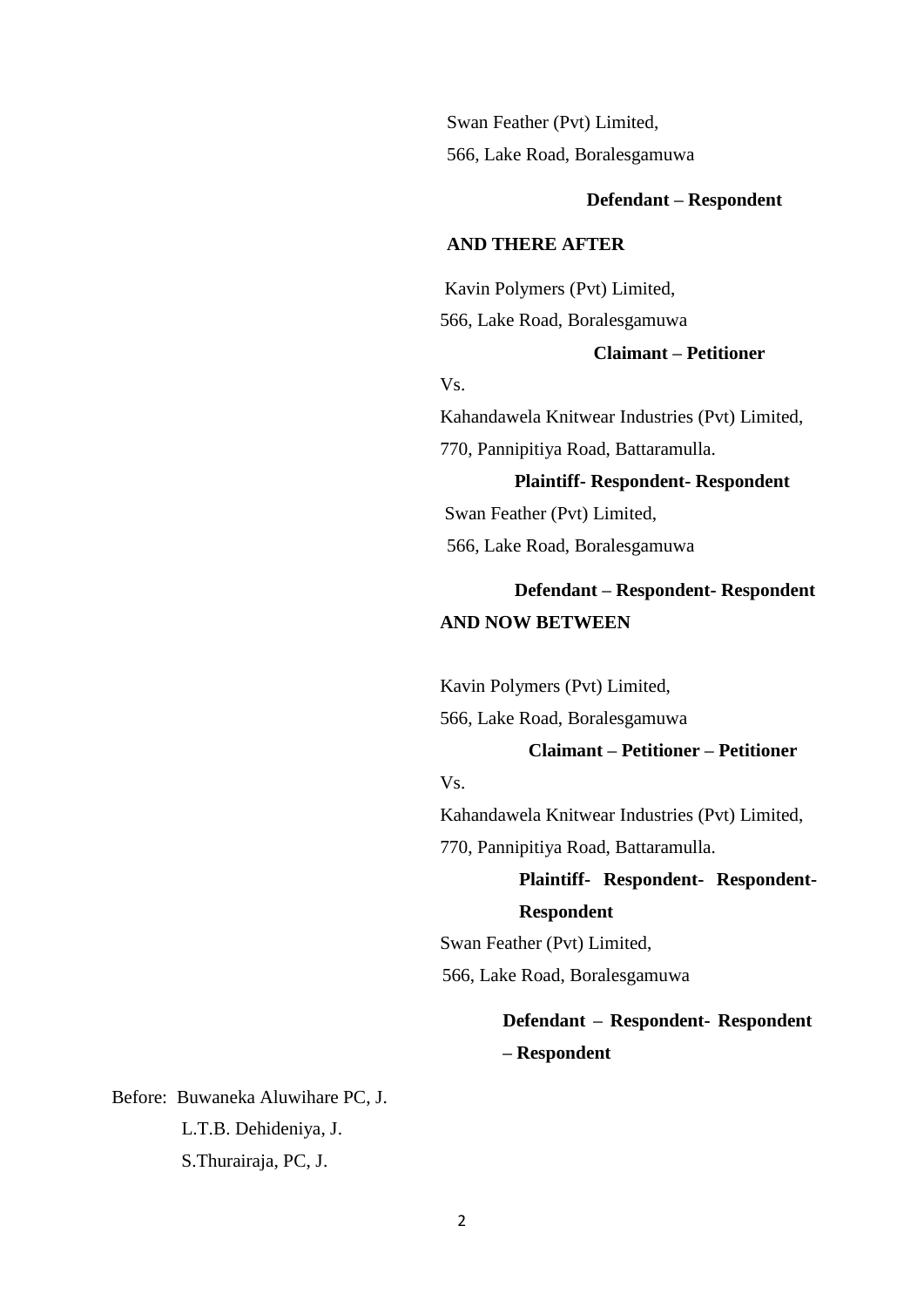Swan Feather (Pvt) Limited,

566, Lake Road, Boralesgamuwa

**Defendant – Respondent**

**AND THERE AFTER**

Kavin Polymers (Pvt) Limited,

566, Lake Road, Boralesgamuwa

**Claimant – Petitioner**

Vs.

Kahandawela Knitwear Industries (Pvt) Limited,

770, Pannipitiya Road, Battaramulla.

**Plaintiff- Respondent- Respondent**

Swan Feather (Pvt) Limited,

566, Lake Road, Boralesgamuwa

**Defendant – Respondent- Respondent**

**AND NOW BETWEEN**

Kavin Polymers (Pvt) Limited,

566, Lake Road, Boralesgamuwa

**Claimant – Petitioner – Petitioner**

Vs.

Kahandawela Knitwear Industries (Pvt) Limited,

770, Pannipitiya Road, Battaramulla.

**Plaintiff- Respondent- Respondent- Respondent**

Swan Feather (Pvt) Limited,

566, Lake Road, Boralesgamuwa

**Defendant – Respondent- Respondent – Respondent**

Before: Buwaneka Aluwihare PC, J.

L.T.B. Dehideniya, J.

S.Thurairaja, PC, J.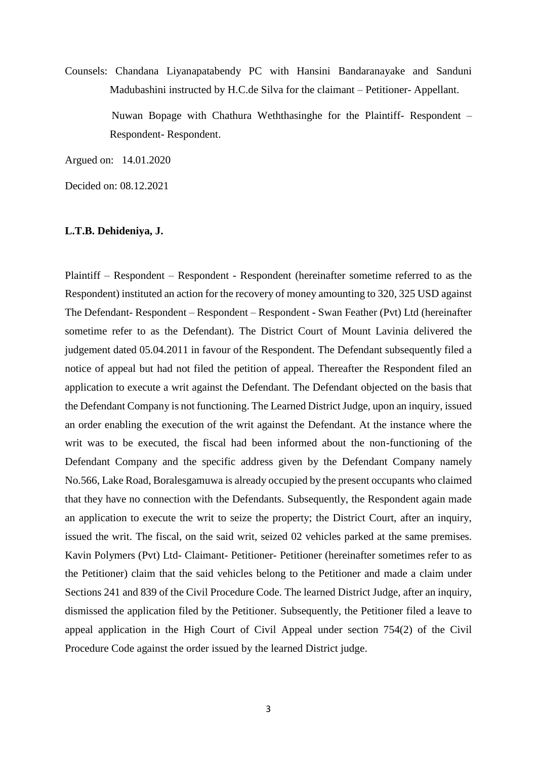Counsels: Chandana Liyanapatabendy PC with Hansini Bandaranayake and Sanduni Madubashini instructed by H.C.de Silva for the claimant – Petitioner- Appellant.

Nuwan Bopage with Chathura Weththasinghe for the Plaintiff- Respondent – Respondent- Respondent.

Argued on: 14.01.2020

Decided on: 08.12.2021

**L.T.B. Dehideniya, J.**

Plaintiff – Respondent – Respondent - Respondent (hereinafter sometime referred to as the Respondent) instituted an action for the recovery of money amounting to 320, 325 USD against The Defendant- Respondent – Respondent – Respondent - Swan Feather (Pvt) Ltd (hereinafter sometime refer to as the Defendant). The District Court of Mount Lavinia delivered the judgement dated 05.04.2011 in favour of the Respondent. The Defendant subsequently filed a notice of appeal but had not filed the petition of appeal. Thereafter the Respondent filed an application to execute a writ against the Defendant. The Defendant objected on the basis that the Defendant Company is not functioning. The Learned District Judge, upon an inquiry, issued an order enabling the execution of the writ against the Defendant. At the instance where the writ was to be executed, the fiscal had been informed about the non-functioning of the Defendant Company and the specific address given by the Defendant Company namely No.566, Lake Road, Boralesgamuwa is already occupied by the present occupants who claimed that they have no connection with the Defendants. Subsequently, the Respondent again made an application to execute the writ to seize the property; the District Court, after an inquiry, issued the writ. The fiscal, on the said writ, seized 02 vehicles parked at the same premises. Kavin Polymers (Pvt) Ltd- Claimant- Petitioner- Petitioner (hereinafter sometimes refer to as the Petitioner) claim that the said vehicles belong to the Petitioner and made a claim under Sections 241 and 839 of the Civil Procedure Code. The learned District Judge, after an inquiry, dismissed the application filed by the Petitioner. Subsequently, the Petitioner filed a leave to appeal application in the High Court of Civil Appeal under section 754(2) of the Civil Procedure Code against the order issued by the learned District judge.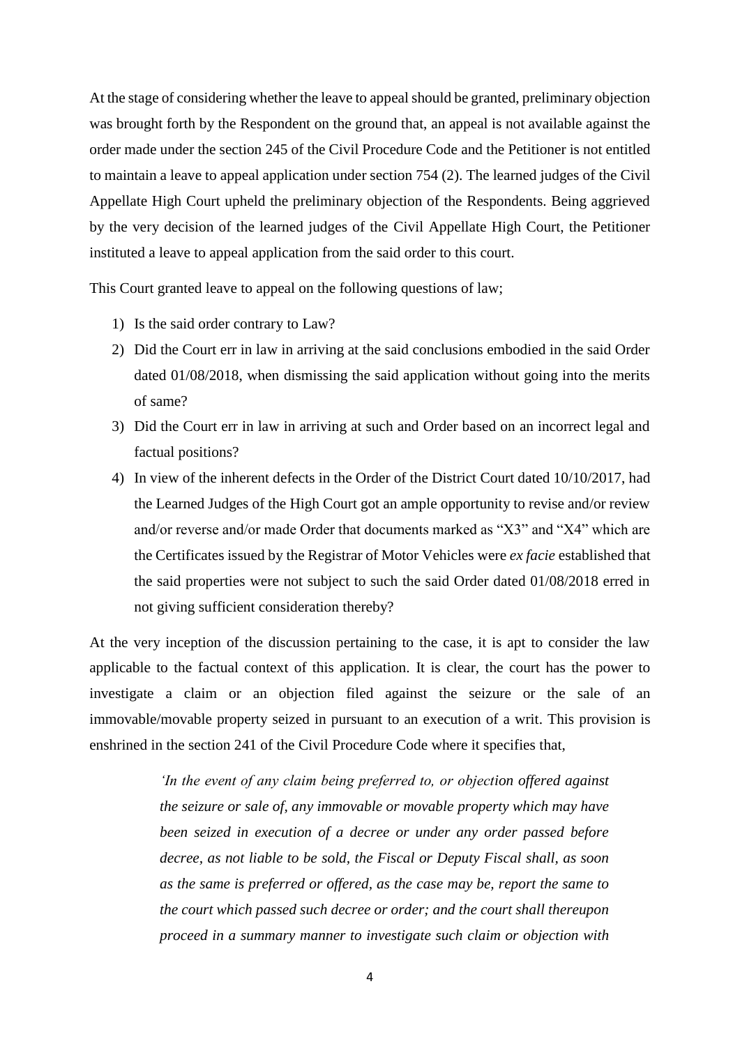At the stage of considering whether the leave to appeal should be granted, preliminary objection was brought forth by the Respondent on the ground that, an appeal is not available against the order made under the section 245 of the Civil Procedure Code and the Petitioner is not entitled to maintain a leave to appeal application under section 754 (2). The learned judges of the Civil Appellate High Court upheld the preliminary objection of the Respondents. Being aggrieved by the very decision of the learned judges of the Civil Appellate High Court, the Petitioner instituted a leave to appeal application from the said order to this court.

This Court granted leave to appeal on the following questions of law;

1) Is the said order contrary to Law?
2) Did the Court err in law in arriving at the said conclusions embodied in the said Order dated 01/08/2018, when dismissing the said application without going into the merits of same?
3) Did the Court err in law in arriving at such and Order based on an incorrect legal and factual positions?
4) In view of the inherent defects in the Order of the District Court dated 10/10/2017, had the Learned Judges of the High Court got an ample opportunity to revise and/or review and/or reverse and/or made Order that documents marked as "X3" and "X4" which are the Certificates issued by the Registrar of Motor Vehicles were *ex facie* established that the said properties were not subject to such the said Order dated 01/08/2018 erred in not giving sufficient consideration thereby?

At the very inception of the discussion pertaining to the case, it is apt to consider the law applicable to the factual context of this application. It is clear, the court has the power to investigate a claim or an objection filed against the seizure or the sale of an immovable/movable property seized in pursuant to an execution of a writ. This provision is enshrined in the section 241 of the Civil Procedure Code where it specifies that,

> *'In the event of any claim being preferred to, or objection offered against the seizure or sale of, any immovable or movable property which may have been seized in execution of a decree or under any order passed before decree, as not liable to be sold, the Fiscal or Deputy Fiscal shall, as soon as the same is preferred or offered, as the case may be, report the same to the court which passed such decree or order; and the court shall thereupon proceed in a summary manner to investigate such claim or objection with*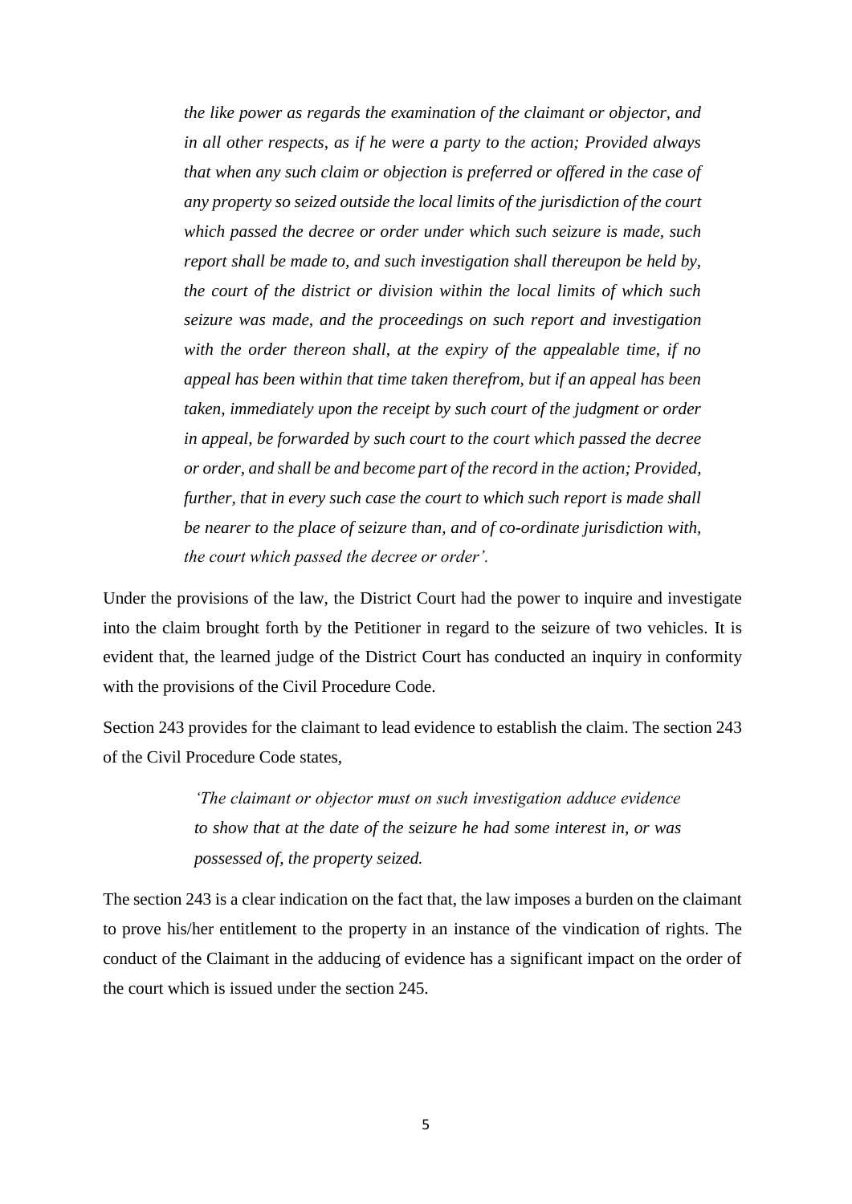> *the like power as regards the examination of the claimant or objector, and in all other respects, as if he were a party to the action; Provided always that when any such claim or objection is preferred or offered in the case of any property so seized outside the local limits of the jurisdiction of the court which passed the decree or order under which such seizure is made, such report shall be made to, and such investigation shall thereupon be held by, the court of the district or division within the local limits of which such seizure was made, and the proceedings on such report and investigation with the order thereon shall, at the expiry of the appealable time, if no appeal has been within that time taken therefrom, but if an appeal has been taken, immediately upon the receipt by such court of the judgment or order in appeal, be forwarded by such court to the court which passed the decree or order, and shall be and become part of the record in the action; Provided, further, that in every such case the court to which such report is made shall be nearer to the place of seizure than, and of co-ordinate jurisdiction with, the court which passed the decree or order'.*

Under the provisions of the law, the District Court had the power to inquire and investigate into the claim brought forth by the Petitioner in regard to the seizure of two vehicles. It is evident that, the learned judge of the District Court has conducted an inquiry in conformity with the provisions of the Civil Procedure Code.

Section 243 provides for the claimant to lead evidence to establish the claim. The section 243 of the Civil Procedure Code states,

> *'The claimant or objector must on such investigation adduce evidence to show that at the date of the seizure he had some interest in, or was possessed of, the property seized.*

The section 243 is a clear indication on the fact that, the law imposes a burden on the claimant to prove his/her entitlement to the property in an instance of the vindication of rights. The conduct of the Claimant in the adducing of evidence has a significant impact on the order of the court which is issued under the section 245.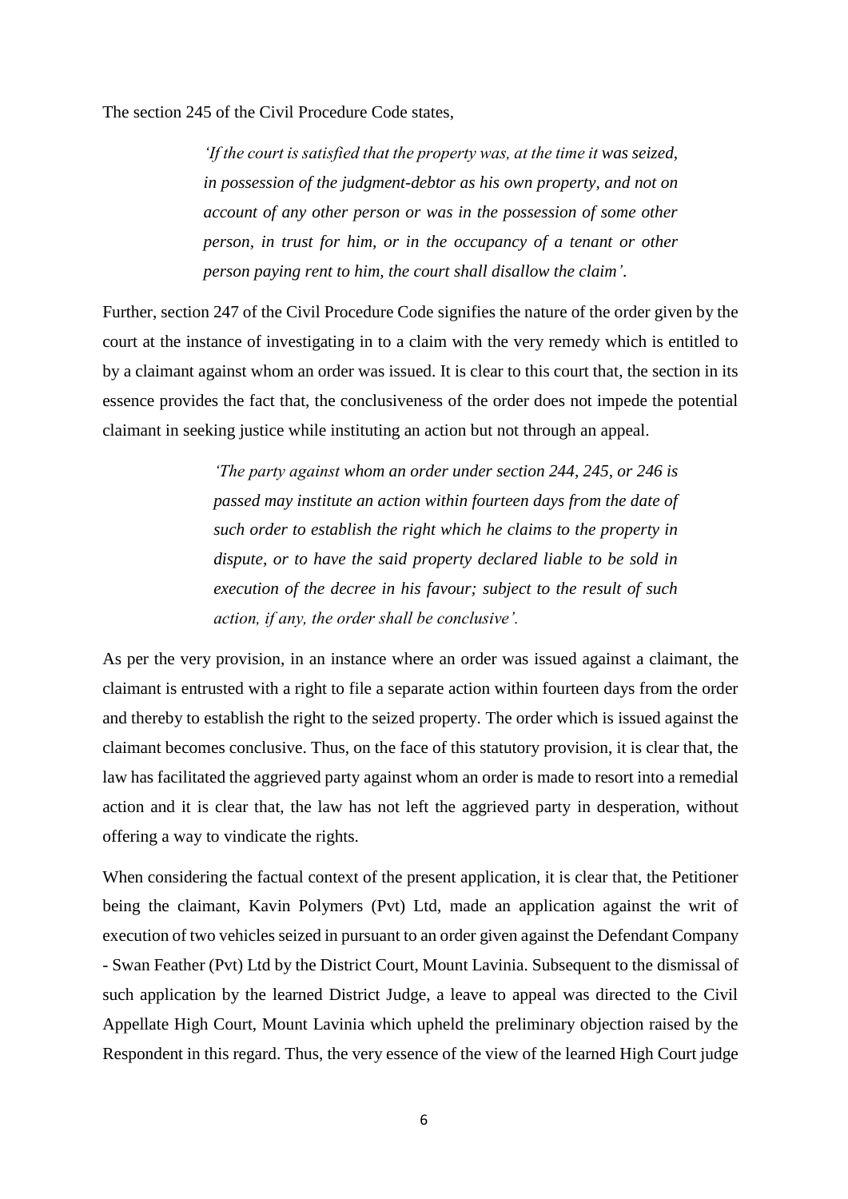The section 245 of the Civil Procedure Code states,

> *'If the court is satisfied that the property was, at the time it was seized, in possession of the judgment-debtor as his own property, and not on account of any other person or was in the possession of some other person, in trust for him, or in the occupancy of a tenant or other person paying rent to him, the court shall disallow the claim'.*

Further, section 247 of the Civil Procedure Code signifies the nature of the order given by the court at the instance of investigating in to a claim with the very remedy which is entitled to by a claimant against whom an order was issued. It is clear to this court that, the section in its essence provides the fact that, the conclusiveness of the order does not impede the potential claimant in seeking justice while instituting an action but not through an appeal.

> *'The party against whom an order under section 244, 245, or 246 is passed may institute an action within fourteen days from the date of such order to establish the right which he claims to the property in dispute, or to have the said property declared liable to be sold in execution of the decree in his favour; subject to the result of such action, if any, the order shall be conclusive'.*

As per the very provision, in an instance where an order was issued against a claimant, the claimant is entrusted with a right to file a separate action within fourteen days from the order and thereby to establish the right to the seized property. The order which is issued against the claimant becomes conclusive. Thus, on the face of this statutory provision, it is clear that, the law has facilitated the aggrieved party against whom an order is made to resort into a remedial action and it is clear that, the law has not left the aggrieved party in desperation, without offering a way to vindicate the rights.

When considering the factual context of the present application, it is clear that, the Petitioner being the claimant, Kavin Polymers (Pvt) Ltd, made an application against the writ of execution of two vehicles seized in pursuant to an order given against the Defendant Company - Swan Feather (Pvt) Ltd by the District Court, Mount Lavinia. Subsequent to the dismissal of such application by the learned District Judge, a leave to appeal was directed to the Civil Appellate High Court, Mount Lavinia which upheld the preliminary objection raised by the Respondent in this regard. Thus, the very essence of the view of the learned High Court judge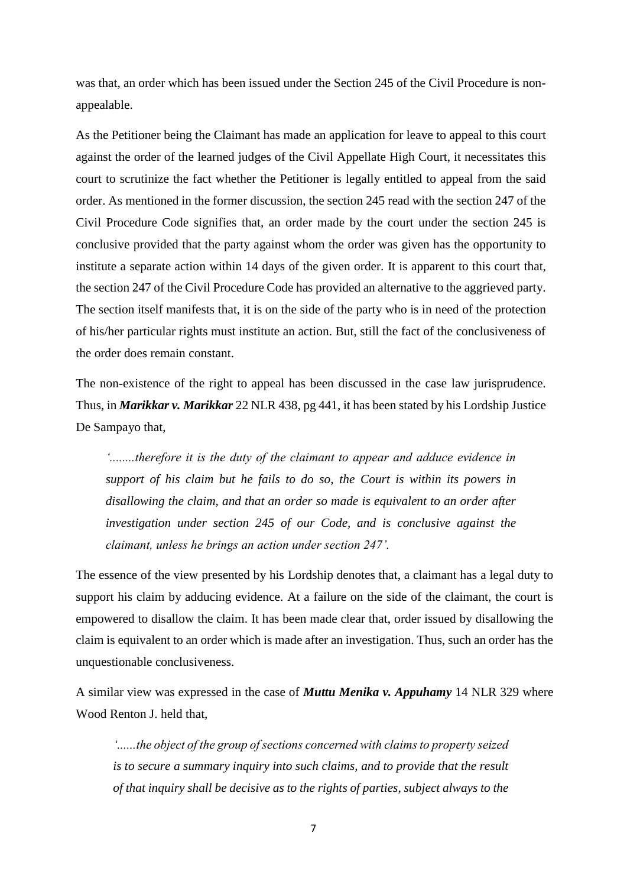was that, an order which has been issued under the Section 245 of the Civil Procedure is non-appealable.

As the Petitioner being the Claimant has made an application for leave to appeal to this court against the order of the learned judges of the Civil Appellate High Court, it necessitates this court to scrutinize the fact whether the Petitioner is legally entitled to appeal from the said order. As mentioned in the former discussion, the section 245 read with the section 247 of the Civil Procedure Code signifies that, an order made by the court under the section 245 is conclusive provided that the party against whom the order was given has the opportunity to institute a separate action within 14 days of the given order. It is apparent to this court that, the section 247 of the Civil Procedure Code has provided an alternative to the aggrieved party. The section itself manifests that, it is on the side of the party who is in need of the protection of his/her particular rights must institute an action. But, still the fact of the conclusiveness of the order does remain constant.

The non-existence of the right to appeal has been discussed in the case law jurisprudence. Thus, in ***Marikkar v. Marikkar*** 22 NLR 438, pg 441, it has been stated by his Lordship Justice De Sampayo that,

> *'........therefore it is the duty of the claimant to appear and adduce evidence in support of his claim but he fails to do so, the Court is within its powers in disallowing the claim, and that an order so made is equivalent to an order after investigation under section 245 of our Code, and is conclusive against the claimant, unless he brings an action under section 247'.*

The essence of the view presented by his Lordship denotes that, a claimant has a legal duty to support his claim by adducing evidence. At a failure on the side of the claimant, the court is empowered to disallow the claim. It has been made clear that, order issued by disallowing the claim is equivalent to an order which is made after an investigation. Thus, such an order has the unquestionable conclusiveness.

A similar view was expressed in the case of ***Muttu Menika v. Appuhamy*** 14 NLR 329 where Wood Renton J. held that,

> *'......the object of the group of sections concerned with claims to property seized is to secure a summary inquiry into such claims, and to provide that the result of that inquiry shall be decisive as to the rights of parties, subject always to the*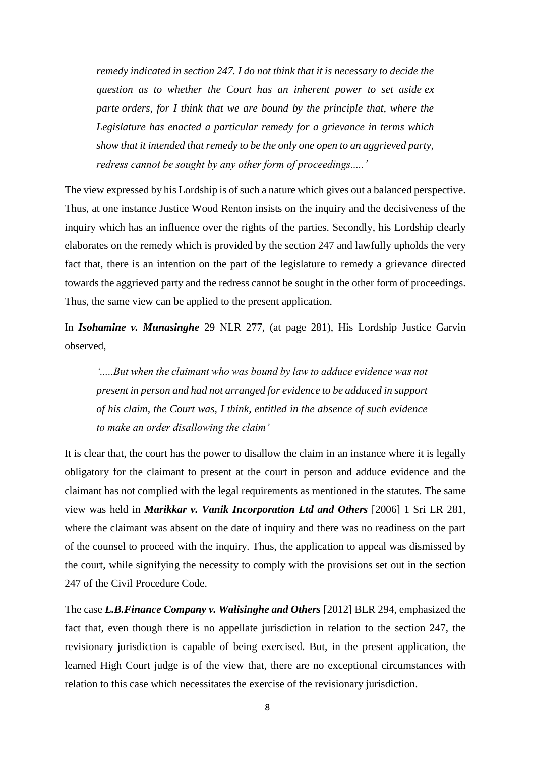> *remedy indicated in section 247. I do not think that it is necessary to decide the question as to whether the Court has an inherent power to set aside ex parte orders, for I think that we are bound by the principle that, where the Legislature has enacted a particular remedy for a grievance in terms which show that it intended that remedy to be the only one open to an aggrieved party, redress cannot be sought by any other form of proceedings.....'*

The view expressed by his Lordship is of such a nature which gives out a balanced perspective. Thus, at one instance Justice Wood Renton insists on the inquiry and the decisiveness of the inquiry which has an influence over the rights of the parties. Secondly, his Lordship clearly elaborates on the remedy which is provided by the section 247 and lawfully upholds the very fact that, there is an intention on the part of the legislature to remedy a grievance directed towards the aggrieved party and the redress cannot be sought in the other form of proceedings. Thus, the same view can be applied to the present application.

In ***Isohamine v. Munasinghe*** 29 NLR 277, (at page 281), His Lordship Justice Garvin observed,

> *'.....But when the claimant who was bound by law to adduce evidence was not present in person and had not arranged for evidence to be adduced in support of his claim, the Court was, I think, entitled in the absence of such evidence to make an order disallowing the claim'*

It is clear that, the court has the power to disallow the claim in an instance where it is legally obligatory for the claimant to present at the court in person and adduce evidence and the claimant has not complied with the legal requirements as mentioned in the statutes. The same view was held in ***Marikkar v. Vanik Incorporation Ltd and Others*** [2006] 1 Sri LR 281, where the claimant was absent on the date of inquiry and there was no readiness on the part of the counsel to proceed with the inquiry. Thus, the application to appeal was dismissed by the court, while signifying the necessity to comply with the provisions set out in the section 247 of the Civil Procedure Code.

The case ***L.B.Finance Company v. Walisinghe and Others*** [2012] BLR 294, emphasized the fact that, even though there is no appellate jurisdiction in relation to the section 247, the revisionary jurisdiction is capable of being exercised. But, in the present application, the learned High Court judge is of the view that, there are no exceptional circumstances with relation to this case which necessitates the exercise of the revisionary jurisdiction.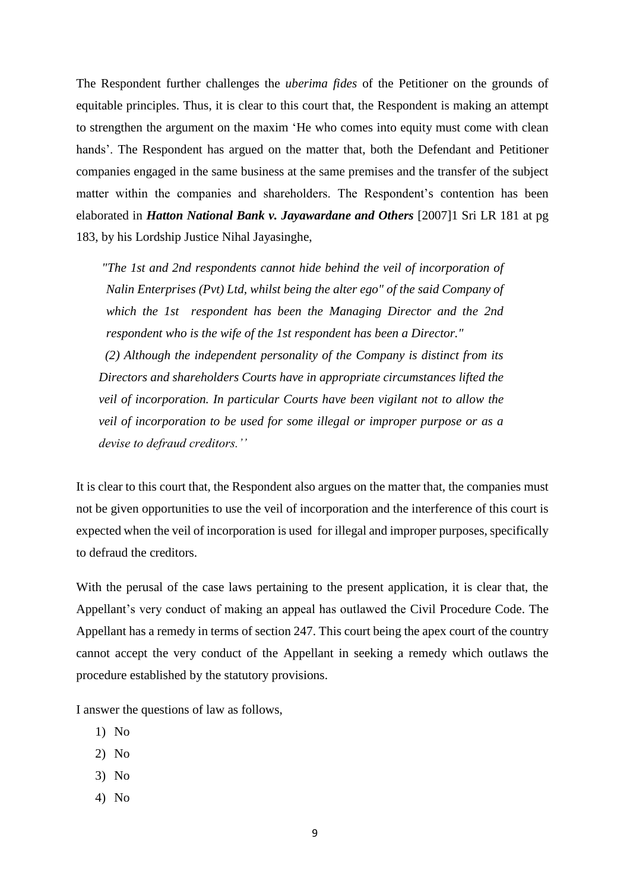The Respondent further challenges the *uberima fides* of the Petitioner on the grounds of equitable principles. Thus, it is clear to this court that, the Respondent is making an attempt to strengthen the argument on the maxim 'He who comes into equity must come with clean hands'. The Respondent has argued on the matter that, both the Defendant and Petitioner companies engaged in the same business at the same premises and the transfer of the subject matter within the companies and shareholders. The Respondent's contention has been elaborated in ***Hatton National Bank v. Jayawardane and Others*** [2007]1 Sri LR 181 at pg 183, by his Lordship Justice Nihal Jayasinghe,

> *"The 1st and 2nd respondents cannot hide behind the veil of incorporation of Nalin Enterprises (Pvt) Ltd, whilst being the alter ego" of the said Company of which the 1st respondent has been the Managing Director and the 2nd respondent who is the wife of the 1st respondent has been a Director."*
>
> *(2) Although the independent personality of the Company is distinct from its Directors and shareholders Courts have in appropriate circumstances lifted the veil of incorporation. In particular Courts have been vigilant not to allow the veil of incorporation to be used for some illegal or improper purpose or as a devise to defraud creditors.''*

It is clear to this court that, the Respondent also argues on the matter that, the companies must not be given opportunities to use the veil of incorporation and the interference of this court is expected when the veil of incorporation is used for illegal and improper purposes, specifically to defraud the creditors.

With the perusal of the case laws pertaining to the present application, it is clear that, the Appellant's very conduct of making an appeal has outlawed the Civil Procedure Code. The Appellant has a remedy in terms of section 247. This court being the apex court of the country cannot accept the very conduct of the Appellant in seeking a remedy which outlaws the procedure established by the statutory provisions.

I answer the questions of law as follows,

1) No
2) No
3) No
4) No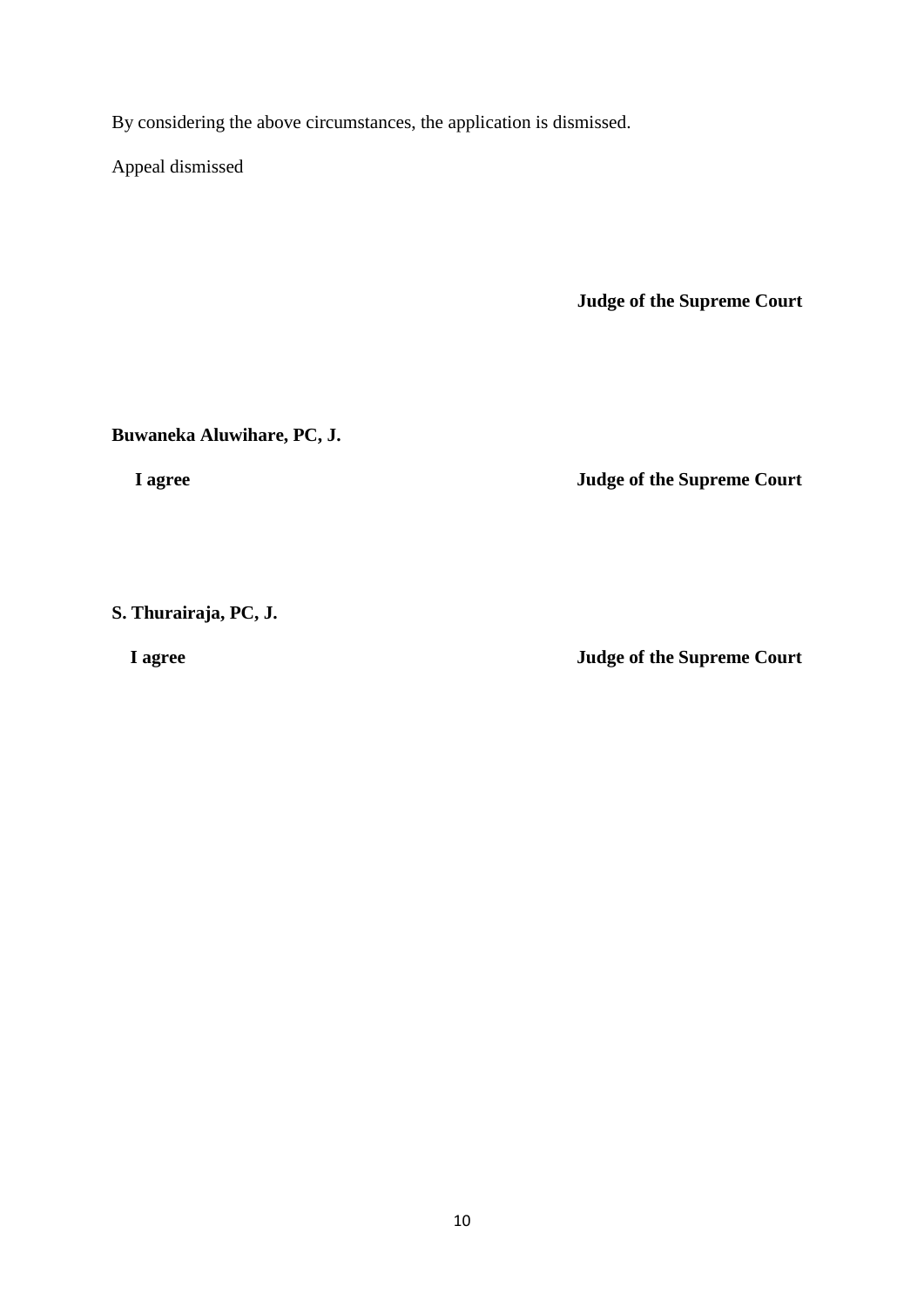By considering the above circumstances, the application is dismissed.

Appeal dismissed

**Judge of the Supreme Court**

**Buwaneka Aluwihare, PC, J.**

**I agree** **Judge of the Supreme Court**

**S. Thurairaja, PC, J.**

**I agree** **Judge of the Supreme Court**